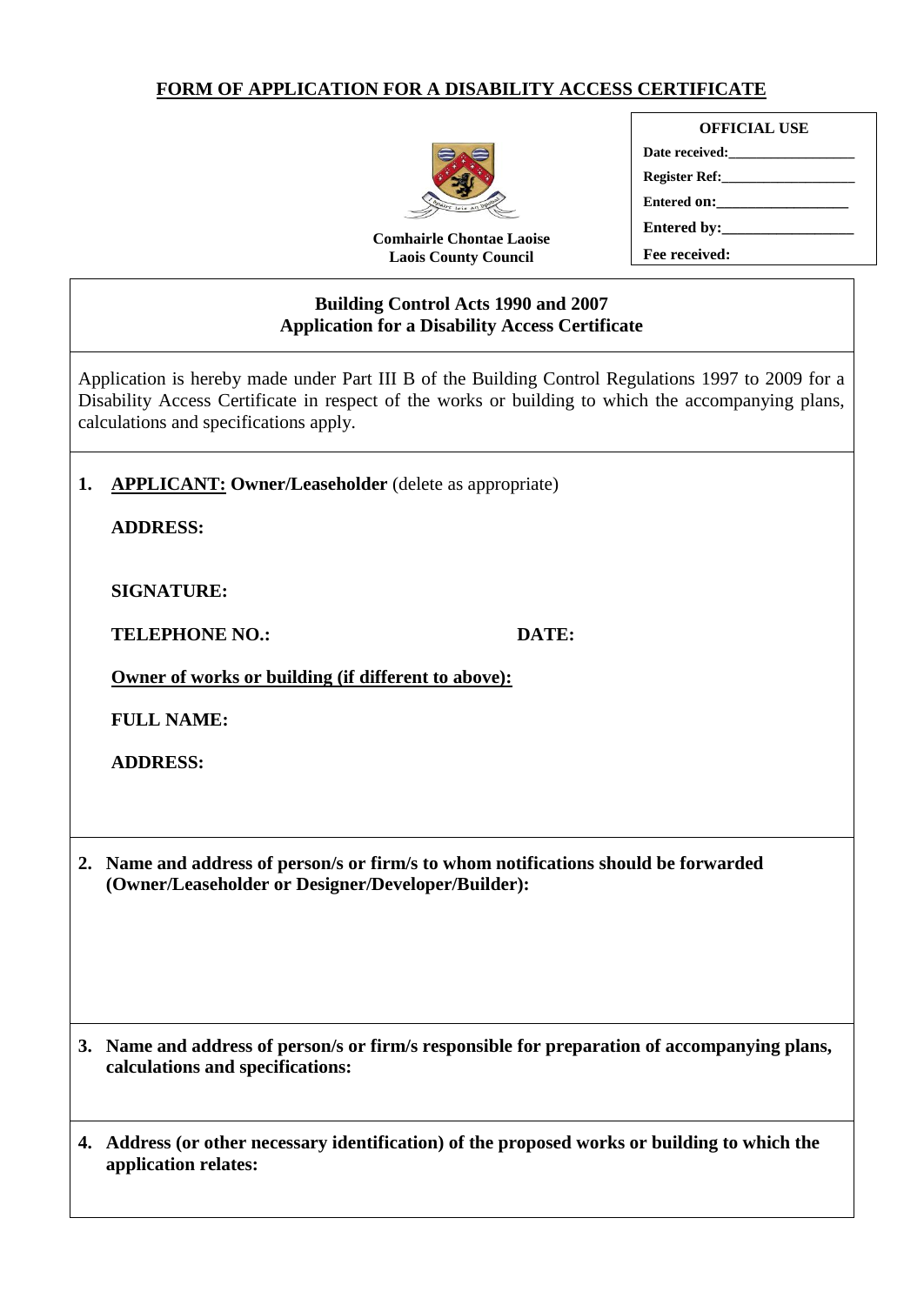# FORM OF APPLICATION FOR A DISABILITY ACCESS CERTIFICATE

**Comhairle Chontae Laoise**
**Laois County Council**

| OFFICIAL USE |
| --- |
| Date received:_________________ |
| Register Ref:__________________ |
| Entered on:__________________ |
| Entered by:_________________ |
| Fee received: |

## Building Control Acts 1990 and 2007
## Application for a Disability Access Certificate

Application is hereby made under Part III B of the Building Control Regulations 1997 to 2009 for a Disability Access Certificate in respect of the works or building to which the accompanying plans, calculations and specifications apply.

**1. APPLICANT: Owner/Leaseholder** (delete as appropriate)

**ADDRESS:**

**SIGNATURE:**

**TELEPHONE NO.:** **DATE:**

**Owner of works or building (if different to above):**

**FULL NAME:**

**ADDRESS:**

**2. Name and address of person/s or firm/s to whom notifications should be forwarded (Owner/Leaseholder or Designer/Developer/Builder):**

**3. Name and address of person/s or firm/s responsible for preparation of accompanying plans, calculations and specifications:**

**4. Address (or other necessary identification) of the proposed works or building to which the application relates:**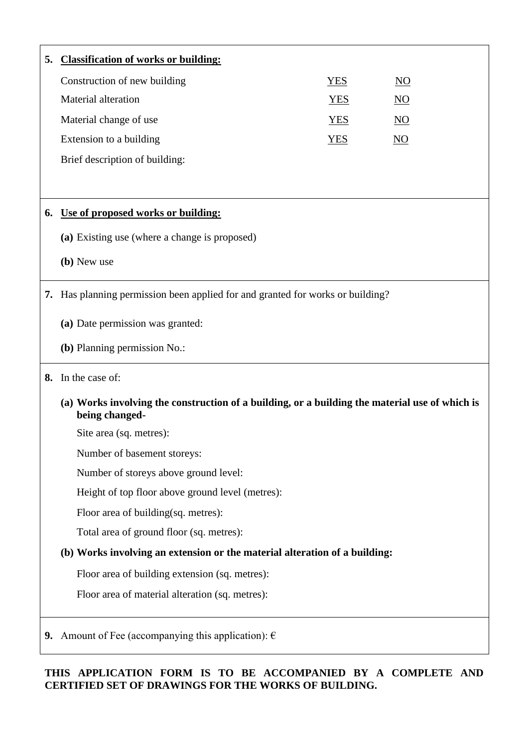**5. Classification of works or building:**

| | | |
|---|---|---|
| Construction of new building | YES | NO |
| Material alteration | YES | NO |
| Material change of use | YES | NO |
| Extension to a building | YES | NO |

Brief description of building:

**6. Use of proposed works or building:**

**(a)** Existing use (where a change is proposed)

**(b)** New use

**7.** Has planning permission been applied for and granted for works or building?

**(a)** Date permission was granted:

**(b)** Planning permission No.:

**8.** In the case of:

**(a) Works involving the construction of a building, or a building the material use of which is being changed-**

Site area (sq. metres):

Number of basement storeys:

Number of storeys above ground level:

Height of top floor above ground level (metres):

Floor area of building(sq. metres):

Total area of ground floor (sq. metres):

**(b) Works involving an extension or the material alteration of a building:**

Floor area of building extension (sq. metres):

Floor area of material alteration (sq. metres):

**9.** Amount of Fee (accompanying this application): €

**THIS APPLICATION FORM IS TO BE ACCOMPANIED BY A COMPLETE AND CERTIFIED SET OF DRAWINGS FOR THE WORKS OF BUILDING.**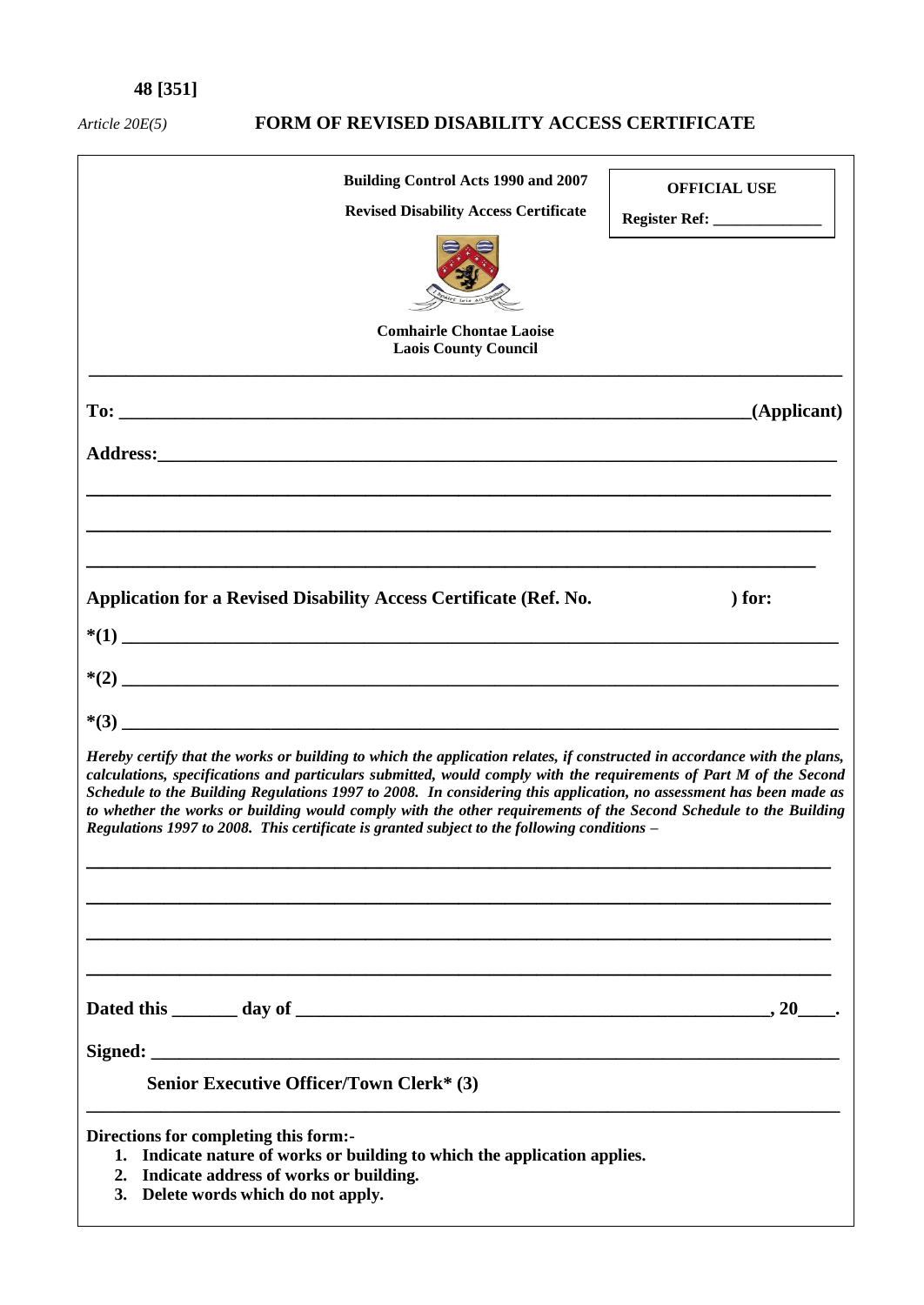**48 [351]**

*Article 20E(5)* **FORM OF REVISED DISABILITY ACCESS CERTIFICATE**

**Building Control Acts 1990 and 2007**

**Revised Disability Access Certificate**

| **OFFICIAL USE** |
| --- |
| **Register Ref: ______________** |

**Comhairle Chontae Laoise**
**Laois County Council**

---

**To: ______________________________________________________________________(Applicant)**

**Address:___________________________________________________________________**

**___________________________________________________________________________**

**___________________________________________________________________________**

**___________________________________________________________________________**

**Application for a Revised Disability Access Certificate (Ref. No. ) for:**

***(1) ________________________________________________________________________**

***(2) ________________________________________________________________________**

***(3) ________________________________________________________________________**

***Hereby certify that the works or building to which the application relates, if constructed in accordance with the plans, calculations, specifications and particulars submitted, would comply with the requirements of Part M of the Second Schedule to the Building Regulations 1997 to 2008. In considering this application, no assessment has been made as to whether the works or building would comply with the other requirements of the Second Schedule to the Building Regulations 1997 to 2008. This certificate is granted subject to the following conditions –***

**___________________________________________________________________________**

**___________________________________________________________________________**

**___________________________________________________________________________**

**___________________________________________________________________________**

**Dated this _______ day of _____________________________________________, 20____.**

**Signed: ____________________________________________________________________**

**Senior Executive Officer/Town Clerk* (3)**

---

**Directions for completing this form:-**

1. **Indicate nature of works or building to which the application applies.**
2. **Indicate address of works or building.**
3. **Delete words which do not apply.**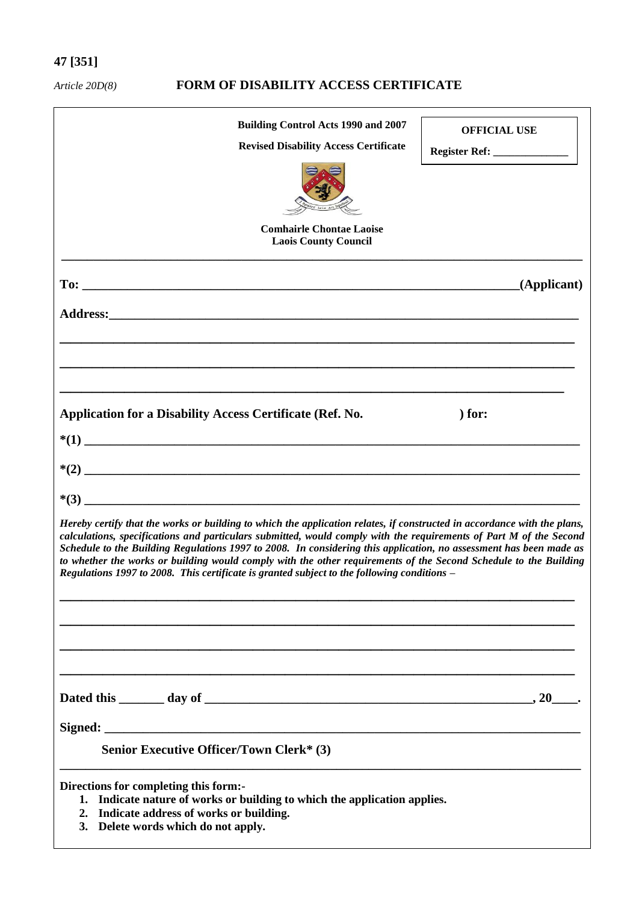**47 [351]**

*Article 20D(8)* **FORM OF DISABILITY ACCESS CERTIFICATE**

**Building Control Acts 1990 and 2007**

**Revised Disability Access Certificate**

**OFFICIAL USE**

**Register Ref: ______________**

**Comhairle Chontae Laoise**
**Laois County Council**

---

**To: ______________________________________________________________________(Applicant)**

**Address:___________________________________________________________________________**

**___________________________________________________________________________________**

**___________________________________________________________________________________**

**___________________________________________________________________________________**

**Application for a Disability Access Certificate (Ref. No. ) for:**

**\*(1) ______________________________________________________________________________**

**\*(2) ______________________________________________________________________________**

**\*(3) ______________________________________________________________________________**

***Hereby certify that the works or building to which the application relates, if constructed in accordance with the plans, calculations, specifications and particulars submitted, would comply with the requirements of Part M of the Second Schedule to the Building Regulations 1997 to 2008. In considering this application, no assessment has been made as to whether the works or building would comply with the other requirements of the Second Schedule to the Building Regulations 1997 to 2008. This certificate is granted subject to the following conditions –***

**___________________________________________________________________________________**

**___________________________________________________________________________________**

**___________________________________________________________________________________**

**___________________________________________________________________________________**

**Dated this _______ day of ____________________________________________________, 20____.**

**Signed: ____________________________________________________________________________**

**Senior Executive Officer/Town Clerk\* (3)**

---

**Directions for completing this form:-**

1. **Indicate nature of works or building to which the application applies.**
2. **Indicate address of works or building.**
3. **Delete words which do not apply.**